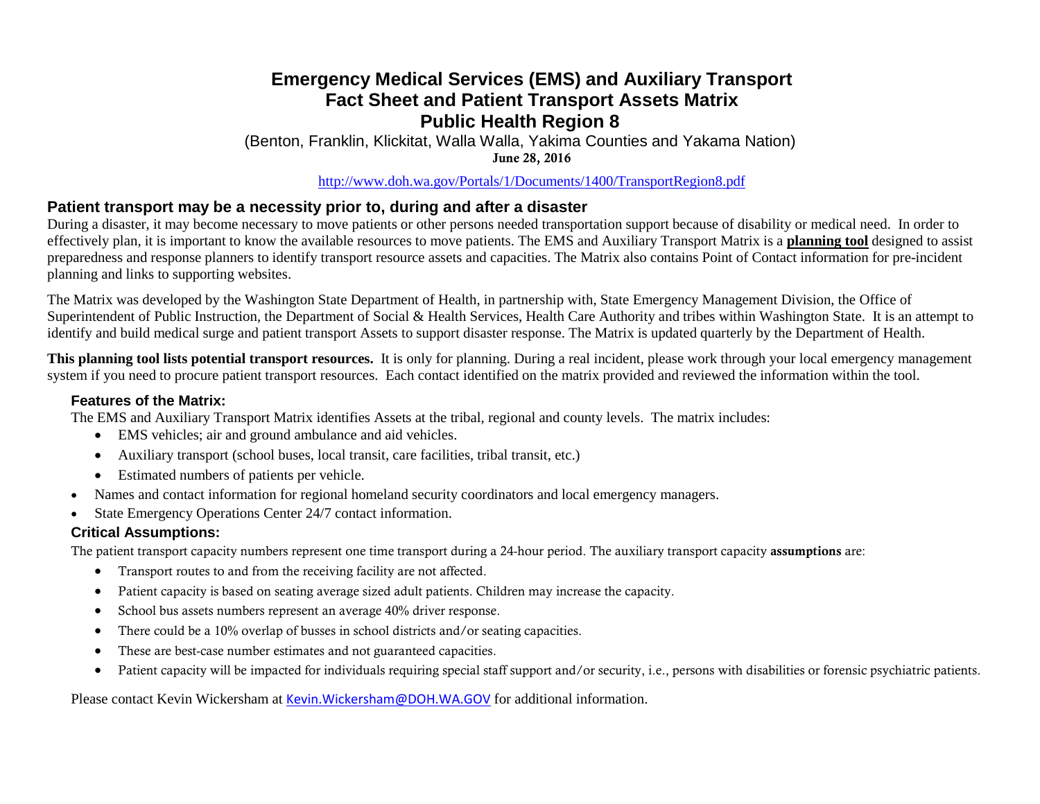# Emergency Medical Services (EMS) and Auxiliary Transport
# Fact Sheet and Patient Transport Assets Matrix
# Public Health Region 8

(Benton, Franklin, Klickitat, Walla Walla, Yakima Counties and Yakama Nation)

**June 28, 2016**

http://www.doh.wa.gov/Portals/1/Documents/1400/TransportRegion8.pdf

## Patient transport may be a necessity prior to, during and after a disaster

During a disaster, it may become necessary to move patients or other persons needed transportation support because of disability or medical need. In order to effectively plan, it is important to know the available resources to move patients. The EMS and Auxiliary Transport Matrix is a **planning tool** designed to assist preparedness and response planners to identify transport resource assets and capacities. The Matrix also contains Point of Contact information for pre-incident planning and links to supporting websites.

The Matrix was developed by the Washington State Department of Health, in partnership with, State Emergency Management Division, the Office of Superintendent of Public Instruction, the Department of Social & Health Services, Health Care Authority and tribes within Washington State. It is an attempt to identify and build medical surge and patient transport Assets to support disaster response. The Matrix is updated quarterly by the Department of Health.

**This planning tool lists potential transport resources.** It is only for planning. During a real incident, please work through your local emergency management system if you need to procure patient transport resources. Each contact identified on the matrix provided and reviewed the information within the tool.

### Features of the Matrix:

The EMS and Auxiliary Transport Matrix identifies Assets at the tribal, regional and county levels. The matrix includes:

- EMS vehicles; air and ground ambulance and aid vehicles.
- Auxiliary transport (school buses, local transit, care facilities, tribal transit, etc.)
- Estimated numbers of patients per vehicle.
- Names and contact information for regional homeland security coordinators and local emergency managers.
- State Emergency Operations Center 24/7 contact information.

### Critical Assumptions:

The patient transport capacity numbers represent one time transport during a 24-hour period. The auxiliary transport capacity **assumptions** are:

- Transport routes to and from the receiving facility are not affected.
- Patient capacity is based on seating average sized adult patients. Children may increase the capacity.
- School bus assets numbers represent an average 40% driver response.
- There could be a 10% overlap of busses in school districts and/or seating capacities.
- These are best-case number estimates and not guaranteed capacities.
- Patient capacity will be impacted for individuals requiring special staff support and/or security, i.e., persons with disabilities or forensic psychiatric patients.

Please contact Kevin Wickersham at Kevin.Wickersham@DOH.WA.GOV for additional information.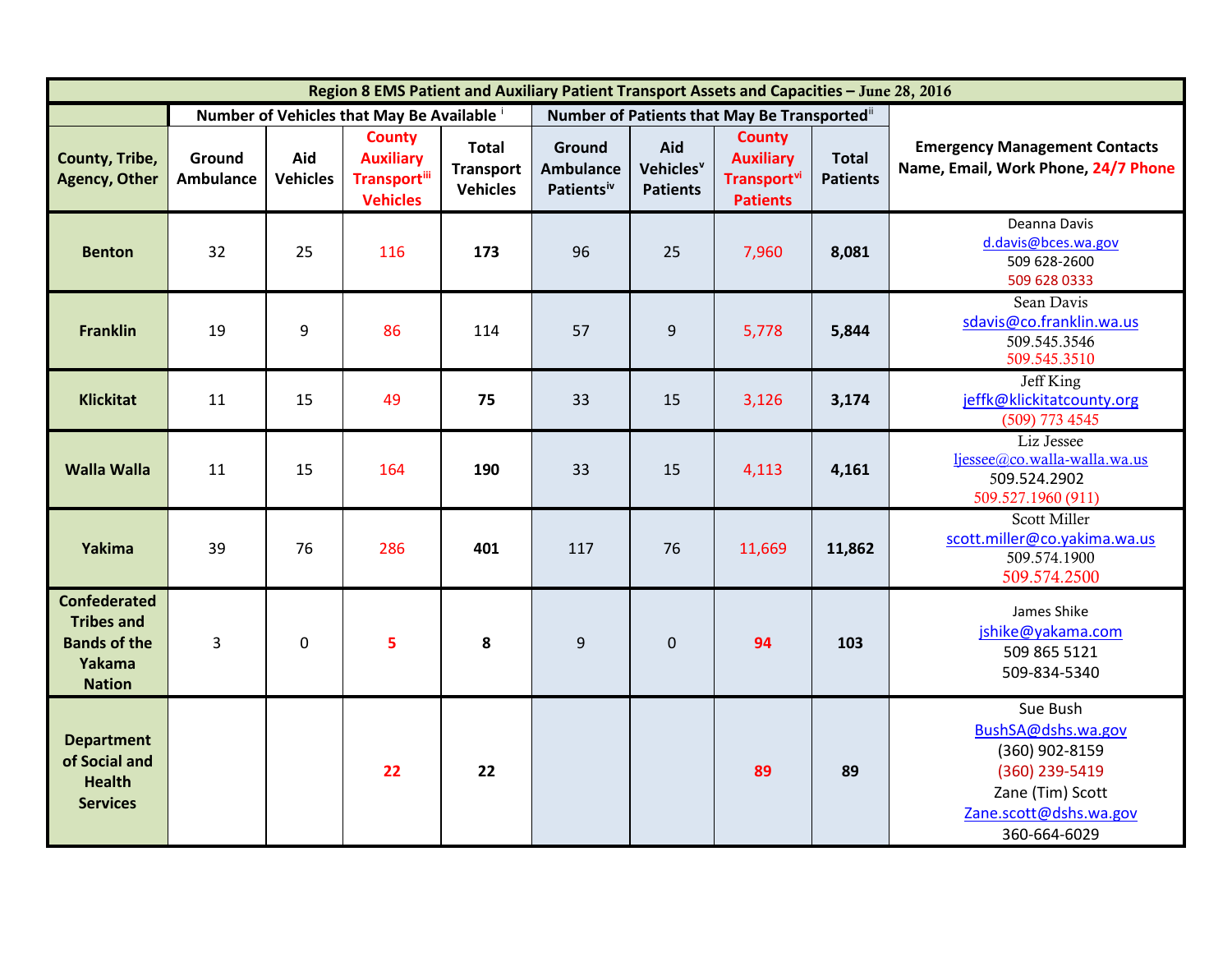| Region 8 EMS Patient and Auxiliary Patient Transport Assets and Capacities – June 28, 2016 | | | | | | | | | |
|---|---|---|---|---|---|---|---|---|---|
| | Number of Vehicles that May Be Available [i] | | | | Number of Patients that May Be Transported[ii] | | | | |
| County, Tribe, Agency, Other | Ground Ambulance | Aid Vehicles | County Auxiliary Transport[iii] Vehicles | Total Transport Vehicles | Ground Ambulance Patients[iv] | Aid Vehicles[v] Patients | County Auxiliary Transport[vi] Patients | Total Patients | Emergency Management Contacts Name, Email, Work Phone, 24/7 Phone |
| **Benton** | 32 | 25 | 116 | **173** | 96 | 25 | 7,960 | **8,081** | Deanna Davis d.davis@bces.wa.gov 509 628-2600 509 628 0333 |
| **Franklin** | 19 | 9 | 86 | 114 | 57 | 9 | 5,778 | **5,844** | Sean Davis sdavis@co.franklin.wa.us 509.545.3546 509.545.3510 |
| **Klickitat** | 11 | 15 | 49 | **75** | 33 | 15 | 3,126 | **3,174** | Jeff King jeffk@klickitatcounty.org (509) 773 4545 |
| **Walla Walla** | 11 | 15 | 164 | **190** | 33 | 15 | 4,113 | **4,161** | Liz Jessee ljessee@co.walla-walla.wa.us 509.524.2902 509.527.1960 (911) |
| **Yakima** | 39 | 76 | 286 | **401** | 117 | 76 | 11,669 | **11,862** | Scott Miller scott.miller@co.yakima.wa.us 509.574.1900 509.574.2500 |
| **Confederated Tribes and Bands of the Yakama Nation** | 3 | 0 | **5** | **8** | 9 | 0 | **94** | **103** | James Shike jshike@yakama.com 509 865 5121 509-834-5340 |
| **Department of Social and Health Services** | | | **22** | **22** | | | **89** | **89** | Sue Bush BushSA@dshs.wa.gov (360) 902-8159 (360) 239-5419 Zane (Tim) Scott Zane.scott@dshs.wa.gov 360-664-6029 |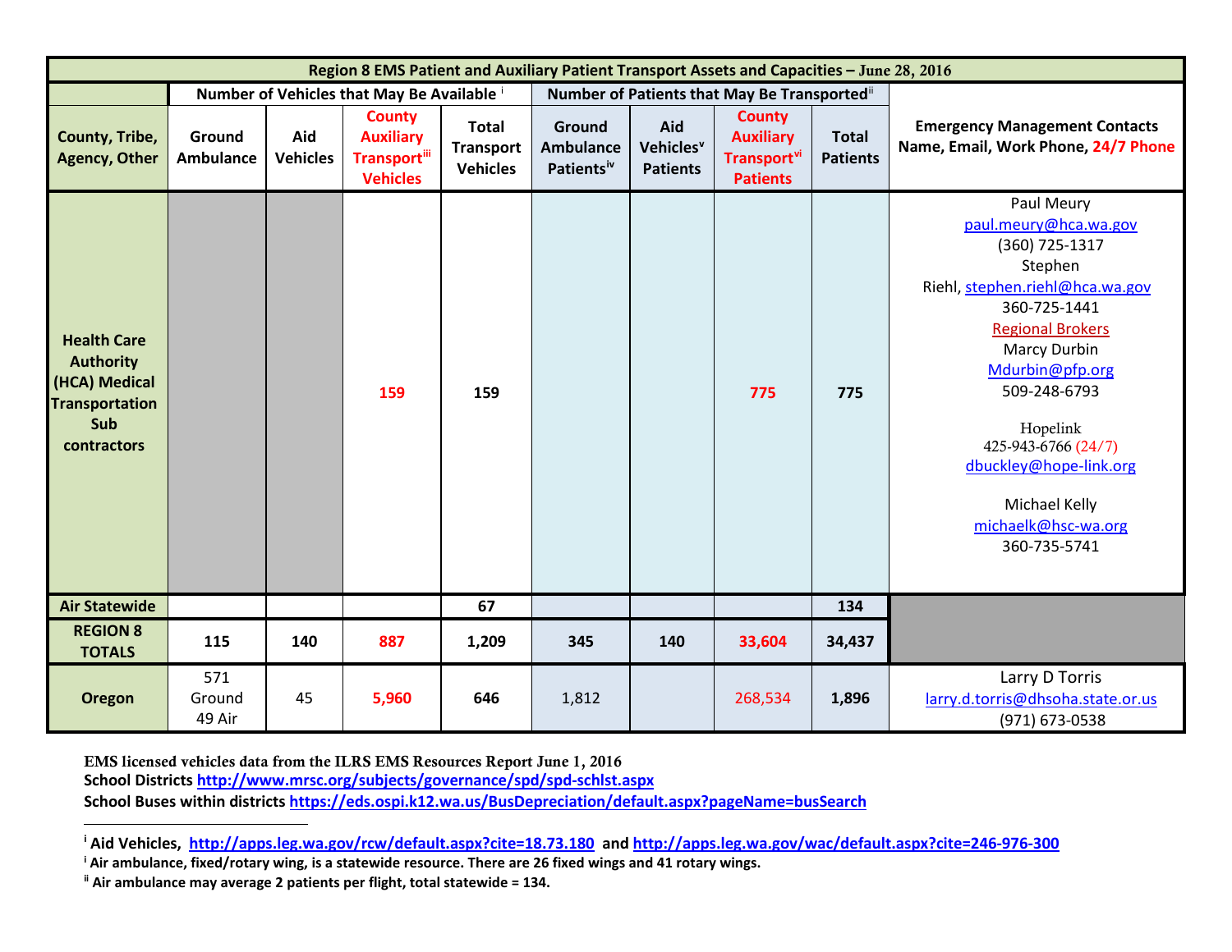| Region 8 EMS Patient and Auxiliary Patient Transport Assets and Capacities – June 28, 2016 | | | | | | | | | |
|---|---|---|---|---|---|---|---|---|---|
| | Number of Vehicles that May Be Available [i] | | | | Number of Patients that May Be Transported [ii] | | | | |
| County, Tribe, Agency, Other | Ground Ambulance | Aid Vehicles | County Auxiliary Transport[iii] Vehicles | Total Transport Vehicles | Ground Ambulance Patients[iv] | Aid Vehicles[v] Patients | County Auxiliary Transport[vi] Patients | Total Patients | Emergency Management Contacts Name, Email, Work Phone, 24/7 Phone |
| Health Care Authority (HCA) Medical Transportation Sub contractors | | | 159 | 159 | | | 775 | 775 | Paul Meury paul.meury@hca.wa.gov (360) 725-1317 Stephen Riehl, stephen.riehl@hca.wa.gov 360-725-1441 Regional Brokers Marcy Durbin Mdurbin@pfp.org 509-248-6793 Hopelink 425-943-6766 (24/7) dbuckley@hope-link.org Michael Kelly michaelk@hsc-wa.org 360-735-5741 |
| Air Statewide | | | | 67 | | | | 134 | |
| REGION 8 TOTALS | 115 | 140 | 887 | 1,209 | 345 | 140 | 33,604 | 34,437 | |
| Oregon | 571 Ground 49 Air | 45 | 5,960 | 646 | 1,812 | | 268,534 | 1,896 | Larry D Torris larry.d.torris@dhsoha.state.or.us (971) 673-0538 |

**EMS licensed vehicles data from the ILRS EMS Resources Report June 1, 2016**
**School Districts http://www.mrsc.org/subjects/governance/spd/spd-schlst.aspx**
**School Buses within districts https://eds.ospi.k12.wa.us/BusDepreciation/default.aspx?pageName=busSearch**

---

[i] **Aid Vehicles, http://apps.leg.wa.gov/rcw/default.aspx?cite=18.73.180 and http://apps.leg.wa.gov/wac/default.aspx?cite=246-976-300**

[i] **Air ambulance, fixed/rotary wing, is a statewide resource. There are 26 fixed wings and 41 rotary wings.**

[ii] **Air ambulance may average 2 patients per flight, total statewide = 134.**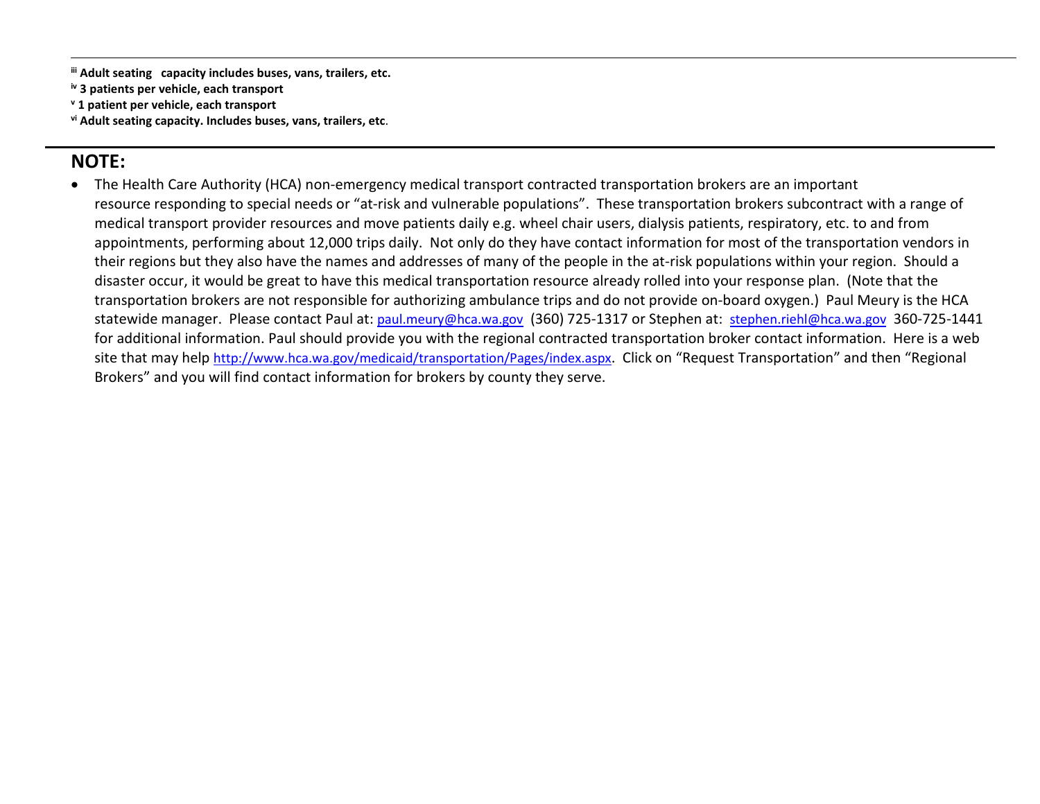[iii] **Adult seating capacity includes buses, vans, trailers, etc.**
[iv] **3 patients per vehicle, each transport**
[v] **1 patient per vehicle, each transport**
[vi] **Adult seating capacity. Includes buses, vans, trailers, etc.**

## NOTE:

- The Health Care Authority (HCA) non-emergency medical transport contracted transportation brokers are an important resource responding to special needs or "at-risk and vulnerable populations". These transportation brokers subcontract with a range of medical transport provider resources and move patients daily e.g. wheel chair users, dialysis patients, respiratory, etc. to and from appointments, performing about 12,000 trips daily. Not only do they have contact information for most of the transportation vendors in their regions but they also have the names and addresses of many of the people in the at-risk populations within your region. Should a disaster occur, it would be great to have this medical transportation resource already rolled into your response plan. (Note that the transportation brokers are not responsible for authorizing ambulance trips and do not provide on-board oxygen.) Paul Meury is the HCA statewide manager. Please contact Paul at: paul.meury@hca.wa.gov (360) 725-1317 or Stephen at: stephen.riehl@hca.wa.gov 360-725-1441 for additional information. Paul should provide you with the regional contracted transportation broker contact information. Here is a web site that may help http://www.hca.wa.gov/medicaid/transportation/Pages/index.aspx. Click on "Request Transportation" and then "Regional Brokers" and you will find contact information for brokers by county they serve.